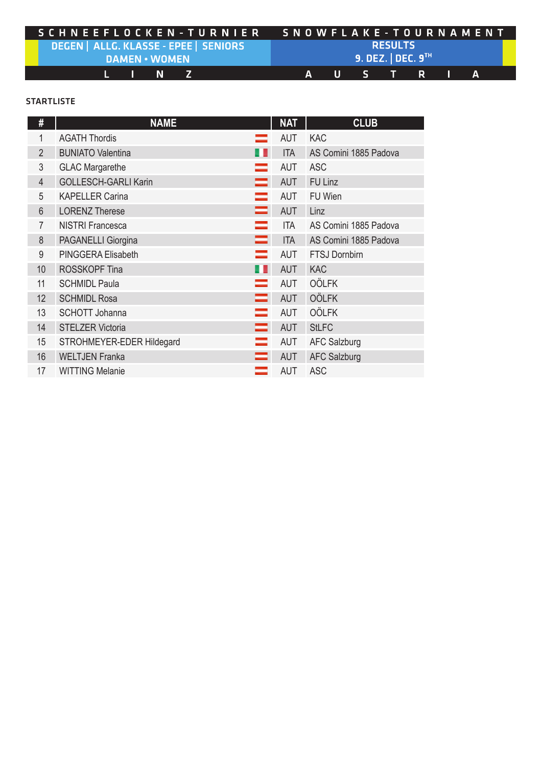# SCHNEEFLOCKEN-TURNIER | SNOWFLAKE-TOURNAMENT

**DEGEN | ALLG. KLASSE - EPEE | SENIORS**
**DAMEN • WOMEN**

**RESULTS**
**9. DEZ. | DEC. 9TH**

**LINZ AUSTRIA**

## STARTLISTE

| # | NAME | NAT | CLUB |
|---|---|---|---|
| 1 | AGATH Thordis | AUT | KAC |
| 2 | BUNIATO Valentina | ITA | AS Comini 1885 Padova |
| 3 | GLAC Margarethe | AUT | ASC |
| 4 | GOLLESCH-GARLI Karin | AUT | FU Linz |
| 5 | KAPELLER Carina | AUT | FU Wien |
| 6 | LORENZ Therese | AUT | Linz |
| 7 | NISTRI Francesca | ITA | AS Comini 1885 Padova |
| 8 | PAGANELLI Giorgina | ITA | AS Comini 1885 Padova |
| 9 | PINGGERA Elisabeth | AUT | FTSJ Dornbirn |
| 10 | ROSSKOPF Tina | AUT | KAC |
| 11 | SCHMIDL Paula | AUT | OÖLFK |
| 12 | SCHMIDL Rosa | AUT | OÖLFK |
| 13 | SCHOTT Johanna | AUT | OÖLFK |
| 14 | STELZER Victoria | AUT | StLFC |
| 15 | STROHMEYER-EDER Hildegard | AUT | AFC Salzburg |
| 16 | WELTJEN Franka | AUT | AFC Salzburg |
| 17 | WITTING Melanie | AUT | ASC |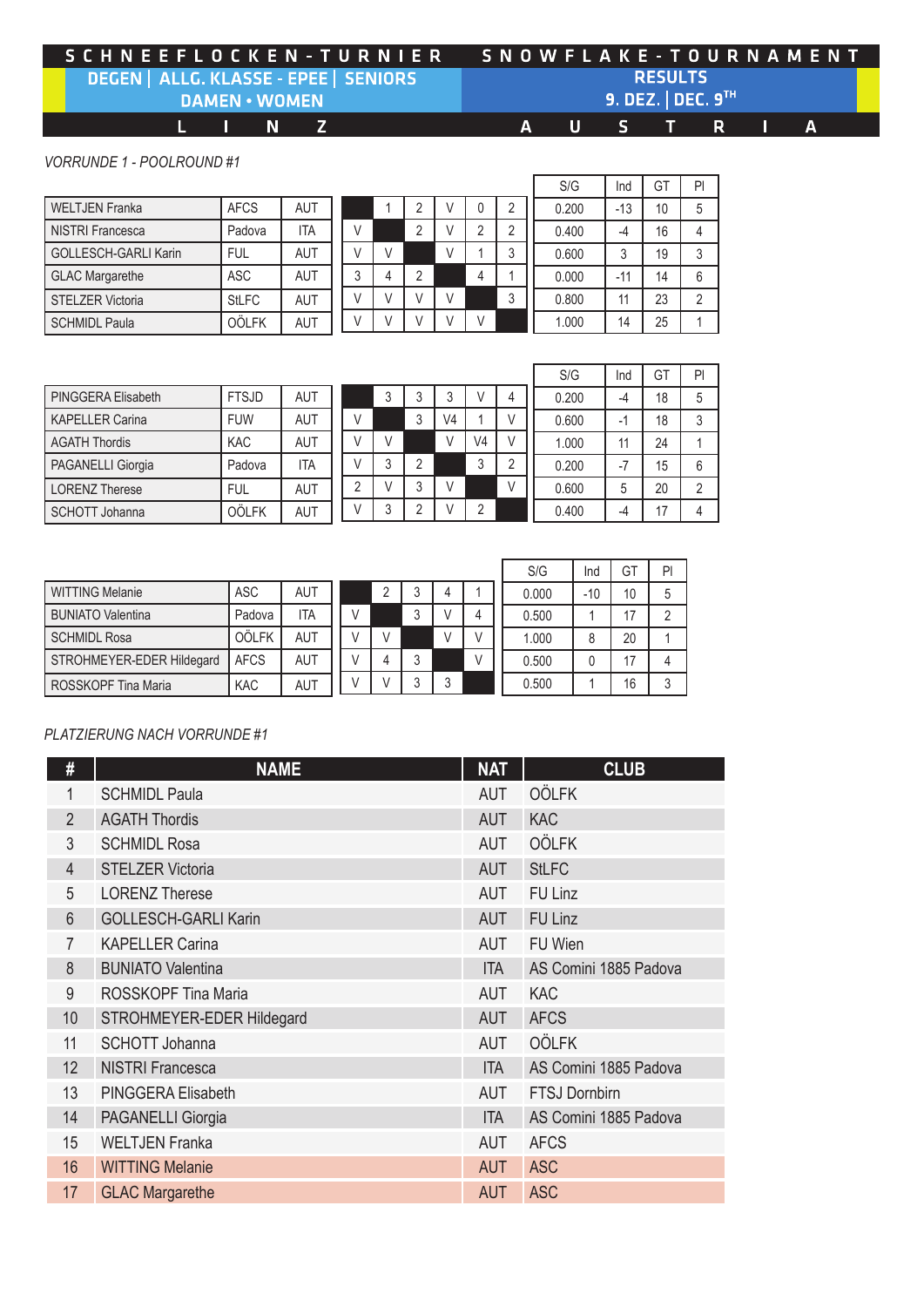# SCHNEEFLOCKEN-TURNIER | SNOWFLAKE-TOURNAMENT

**DEGEN | ALLG. KLASSE - EPEE | SENIORS**
**DAMEN • WOMEN**

**RESULTS**
**9. DEZ. | DEC. 9TH**

**LINZ AUSTRIA**

*VORRUNDE 1 - POOLROUND #1*

| Name | Club | Nat | 1 | 2 | 3 | 4 | 5 | 6 | S/G | Ind | GT | Pl |
|---|---|---|---|---|---|---|---|---|---|---|---|---|
| WELTJEN Franka | AFCS | AUT | | 1 | 2 | V | 0 | 2 | 0.200 | -13 | 10 | 5 |
| NISTRI Francesca | Padova | ITA | V | | 2 | V | 2 | 2 | 0.400 | -4 | 16 | 4 |
| GOLLESCH-GARLI Karin | FUL | AUT | V | V | | V | 1 | 3 | 0.600 | 3 | 19 | 3 |
| GLAC Margarethe | ASC | AUT | 3 | 4 | 2 | | 4 | 1 | 0.000 | -11 | 14 | 6 |
| STELZER Victoria | StLFC | AUT | V | V | V | V | | 3 | 0.800 | 11 | 23 | 2 |
| SCHMIDL Paula | OÖLFK | AUT | V | V | V | V | V | | 1.000 | 14 | 25 | 1 |

| Name | Club | Nat | 1 | 2 | 3 | 4 | 5 | 6 | S/G | Ind | GT | Pl |
|---|---|---|---|---|---|---|---|---|---|---|---|---|
| PINGGERA Elisabeth | FTSJD | AUT | | 3 | 3 | 3 | V | 4 | 0.200 | -4 | 18 | 5 |
| KAPELLER Carina | FUW | AUT | V | | 3 | V4 | 1 | V | 0.600 | -1 | 18 | 3 |
| AGATH Thordis | KAC | AUT | V | V | | V | V4 | V | 1.000 | 11 | 24 | 1 |
| PAGANELLI Giorgia | Padova | ITA | V | 3 | 2 | | 3 | 2 | 0.200 | -7 | 15 | 6 |
| LORENZ Therese | FUL | AUT | 2 | V | 3 | V | | V | 0.600 | 5 | 20 | 2 |
| SCHOTT Johanna | OÖLFK | AUT | V | 3 | 2 | V | 2 | | 0.400 | -4 | 17 | 4 |

| Name | Club | Nat | 1 | 2 | 3 | 4 | 5 | S/G | Ind | GT | Pl |
|---|---|---|---|---|---|---|---|---|---|---|---|
| WITTING Melanie | ASC | AUT | | 2 | 3 | 4 | 1 | 0.000 | -10 | 10 | 5 |
| BUNIATO Valentina | Padova | ITA | V | | 3 | V | 4 | 0.500 | 1 | 17 | 2 |
| SCHMIDL Rosa | OÖLFK | AUT | V | V | | V | V | 1.000 | 8 | 20 | 1 |
| STROHMEYER-EDER Hildegard | AFCS | AUT | V | 4 | 3 | | V | 0.500 | 0 | 17 | 4 |
| ROSSKOPF Tina Maria | KAC | AUT | V | V | 3 | 3 | | 0.500 | 1 | 16 | 3 |

*PLATZIERUNG NACH VORRUNDE #1*

| # | NAME | NAT | CLUB |
|---|---|---|---|
| 1 | SCHMIDL Paula | AUT | OÖLFK |
| 2 | AGATH Thordis | AUT | KAC |
| 3 | SCHMIDL Rosa | AUT | OÖLFK |
| 4 | STELZER Victoria | AUT | StLFC |
| 5 | LORENZ Therese | AUT | FU Linz |
| 6 | GOLLESCH-GARLI Karin | AUT | FU Linz |
| 7 | KAPELLER Carina | AUT | FU Wien |
| 8 | BUNIATO Valentina | ITA | AS Comini 1885 Padova |
| 9 | ROSSKOPF Tina Maria | AUT | KAC |
| 10 | STROHMEYER-EDER Hildegard | AUT | AFCS |
| 11 | SCHOTT Johanna | AUT | OÖLFK |
| 12 | NISTRI Francesca | ITA | AS Comini 1885 Padova |
| 13 | PINGGERA Elisabeth | AUT | FTSJ Dornbirn |
| 14 | PAGANELLI Giorgia | ITA | AS Comini 1885 Padova |
| 15 | WELTJEN Franka | AUT | AFCS |
| 16 | WITTING Melanie | AUT | ASC |
| 17 | GLAC Margarethe | AUT | ASC |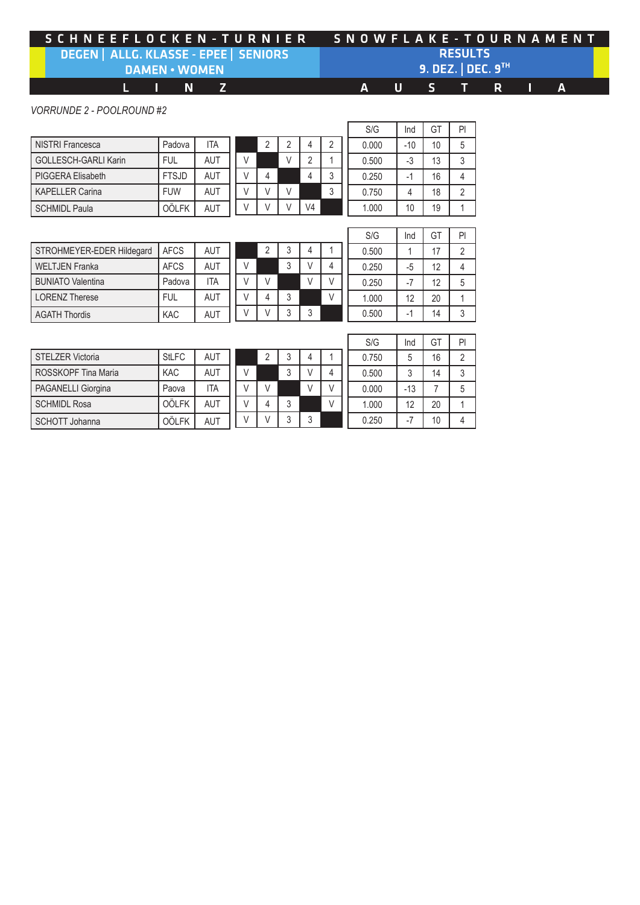# SCHNEEFLOCKEN-TURNIER SNOWFLAKE-TOURNAMENT

## DEGEN | ALLG. KLASSE - EPEE | SENIORS — RESULTS

## DAMEN • WOMEN — 9. DEZ. | DEC. 9TH

## LINZ AUSTRIA

*VORRUNDE 2 - POOLROUND #2*

| Name | Club | Nat | 1 | 2 | 3 | 4 | 5 | S/G | Ind | GT | Pl |
|---|---|---|---|---|---|---|---|---|---|---|---|
| NISTRI Francesca | Padova | ITA | | 2 | 2 | 4 | 2 | 0.000 | -10 | 10 | 5 |
| GOLLESCH-GARLI Karin | FUL | AUT | V | | V | 2 | 1 | 0.500 | -3 | 13 | 3 |
| PIGGERA Elisabeth | FTSJD | AUT | V | 4 | | 4 | 3 | 0.250 | -1 | 16 | 4 |
| KAPELLER Carina | FUW | AUT | V | V | V | | 3 | 0.750 | 4 | 18 | 2 |
| SCHMIDL Paula | OÖLFK | AUT | V | V | V | V4 | | 1.000 | 10 | 19 | 1 |

| Name | Club | Nat | 1 | 2 | 3 | 4 | 5 | S/G | Ind | GT | Pl |
|---|---|---|---|---|---|---|---|---|---|---|---|
| STROHMEYER-EDER Hildegard | AFCS | AUT | | 2 | 3 | 4 | 1 | 0.500 | 1 | 17 | 2 |
| WELTJEN Franka | AFCS | AUT | V | | 3 | V | 4 | 0.250 | -5 | 12 | 4 |
| BUNIATO Valentina | Padova | ITA | V | V | | V | V | 0.250 | -7 | 12 | 5 |
| LORENZ Therese | FUL | AUT | V | 4 | 3 | | V | 1.000 | 12 | 20 | 1 |
| AGATH Thordis | KAC | AUT | V | V | 3 | 3 | | 0.500 | -1 | 14 | 3 |

| Name | Club | Nat | 1 | 2 | 3 | 4 | 5 | S/G | Ind | GT | Pl |
|---|---|---|---|---|---|---|---|---|---|---|---|
| STELZER Victoria | StLFC | AUT | | 2 | 3 | 4 | 1 | 0.750 | 5 | 16 | 2 |
| ROSSKOPF Tina Maria | KAC | AUT | V | | 3 | V | 4 | 0.500 | 3 | 14 | 3 |
| PAGANELLI Giorgina | Paova | ITA | V | V | | V | V | 0.000 | -13 | 7 | 5 |
| SCHMIDL Rosa | OÖLFK | AUT | V | 4 | 3 | | V | 1.000 | 12 | 20 | 1 |
| SCHOTT Johanna | OÖLFK | AUT | V | V | 3 | 3 | | 0.250 | -7 | 10 | 4 |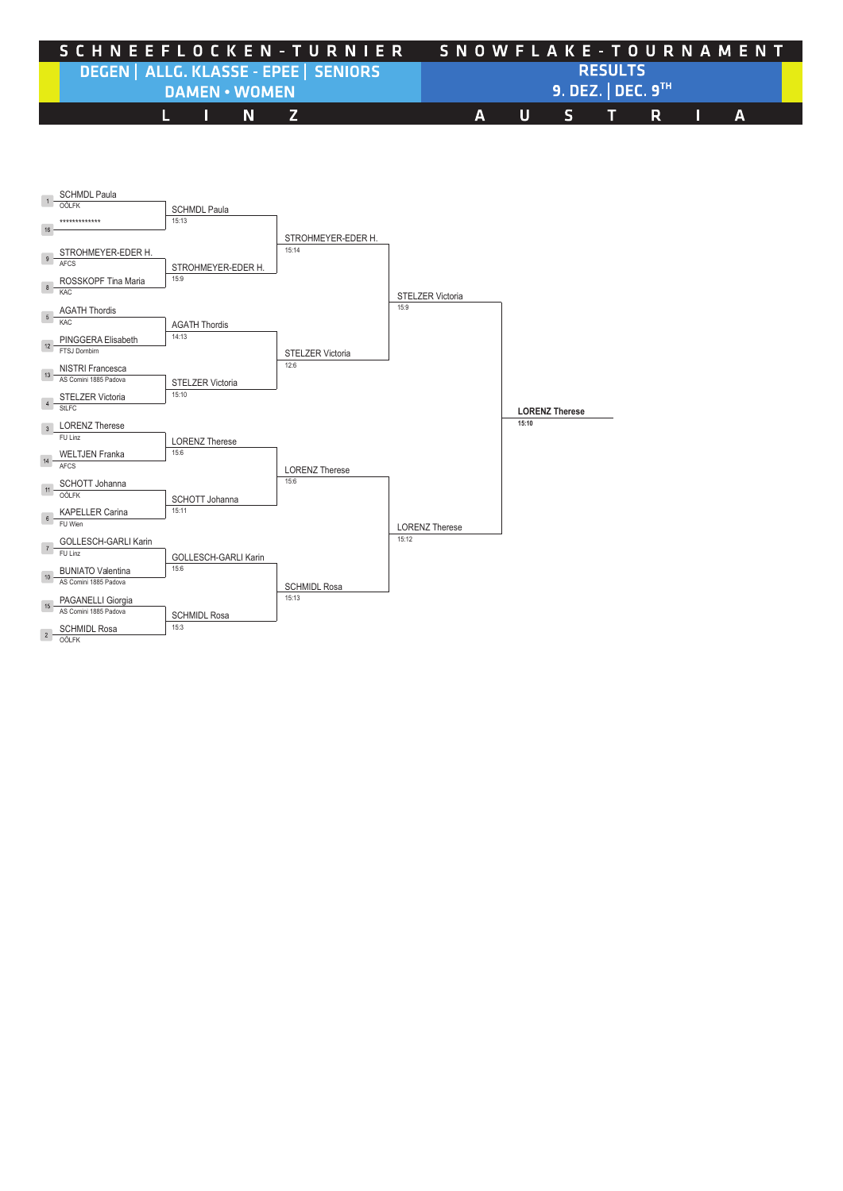# SCHNEEFLOCKEN-TURNIER SNOWFLAKE-TOURNAMENT

## DEGEN | ALLG. KLASSE - EPEE | SENIORS

## DAMEN • WOMEN

## RESULTS

9. DEZ. | DEC. 9TH

LINZ AUSTRIA

### Table of 16

| Seed | Fencer | Club |
|---|---|---|
| 1 | SCHMDL Paula | OÖLFK |
| 16 | ************* | |
| 9 | STROHMEYER-EDER H. | AFCS |
| 8 | ROSSKOPF Tina Maria | KAC |
| 5 | AGATH Thordis | KAC |
| 12 | PINGGERA Elisabeth | FTSJ Dornbirn |
| 13 | NISTRI Francesca | AS Comini 1885 Padova |
| 4 | STELZER Victoria | StLFC |
| 3 | LORENZ Therese | FU Linz |
| 14 | WELTJEN Franka | AFCS |
| 11 | SCHOTT Johanna | OÖLFK |
| 6 | KAPELLER Carina | FU Wien |
| 7 | GOLLESCH-GARLI Karin | FU Linz |
| 10 | BUNIATO Valentina | AS Comini 1885 Padova |
| 15 | PAGANELLI Giorgia | AS Comini 1885 Padova |
| 2 | SCHMIDL Rosa | OÖLFK |

### Table of 8

| Winner | Score |
|---|---|
| SCHMDL Paula | 15:13 |
| STROHMEYER-EDER H. | 15:9 |
| AGATH Thordis | 14:13 |
| STELZER Victoria | 15:10 |
| LORENZ Therese | 15:6 |
| SCHOTT Johanna | 15:11 |
| GOLLESCH-GARLI Karin | 15:6 |
| SCHMIDL Rosa | 15:3 |

### Quarterfinals

| Winner | Score |
|---|---|
| STROHMEYER-EDER H. | 15:14 |
| STELZER Victoria | 12:6 |
| LORENZ Therese | 15:6 |
| SCHMIDL Rosa | 15:13 |

### Semifinals

| Winner | Score |
|---|---|
| STELZER Victoria | 15:9 |
| LORENZ Therese | 15:12 |

### Final

**LORENZ Therese** **15:10**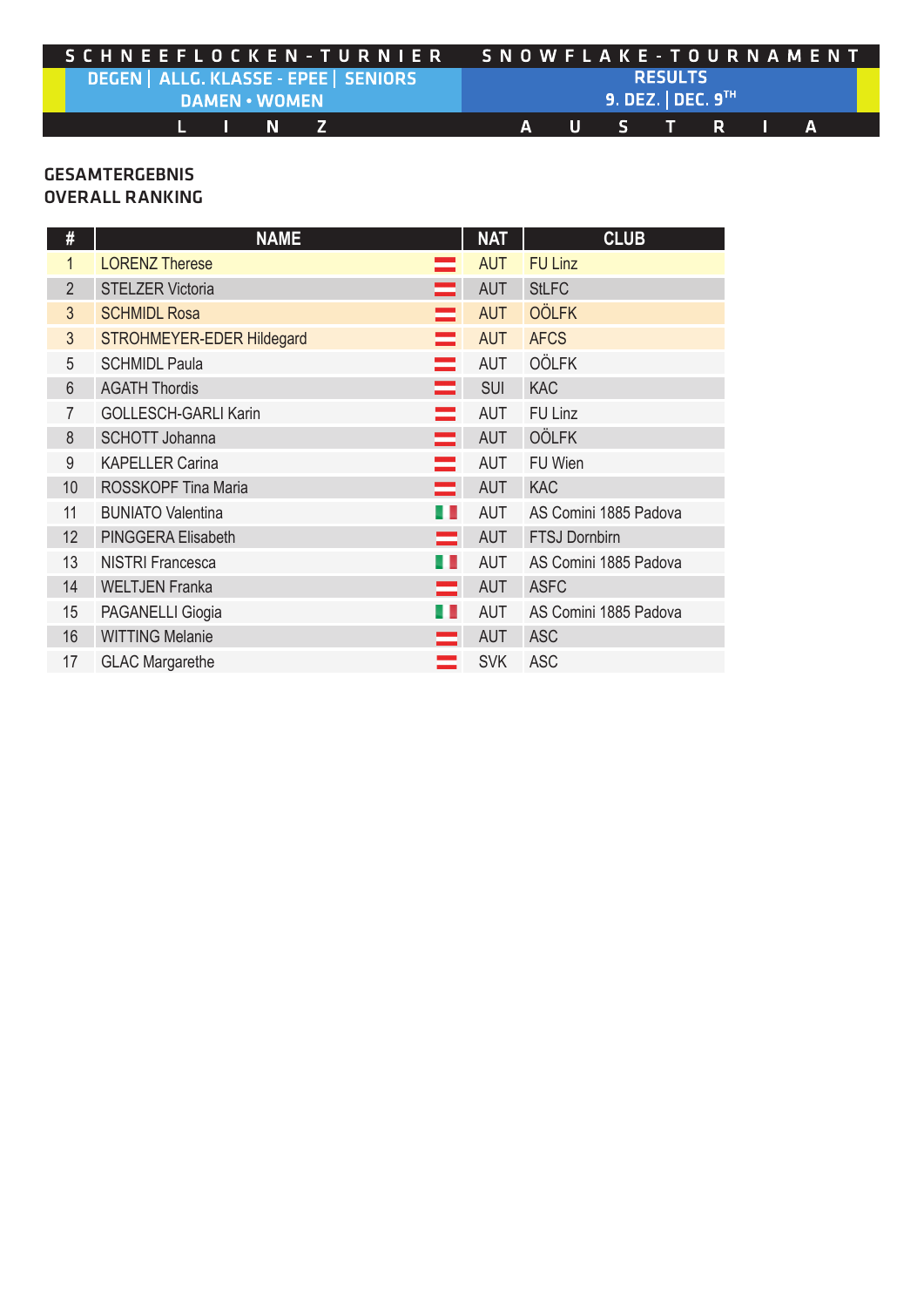SCHNEEFLOCKEN-TURNIER — SNOWFLAKE-TOURNAMENT

DEGEN | ALLG. KLASSE - EPEE | SENIORS
DAMEN • WOMEN

RESULTS
9. DEZ. | DEC. 9TH

LINZ — AUSTRIA

## GESAMTERGEBNIS
## OVERALL RANKING

| # | NAME | NAT | CLUB |
|---|---|---|---|
| 1 | LORENZ Therese | AUT | FU Linz |
| 2 | STELZER Victoria | AUT | StLFC |
| 3 | SCHMIDL Rosa | AUT | OÖLFK |
| 3 | STROHMEYER-EDER Hildegard | AUT | AFCS |
| 5 | SCHMIDL Paula | AUT | OÖLFK |
| 6 | AGATH Thordis | SUI | KAC |
| 7 | GOLLESCH-GARLI Karin | AUT | FU Linz |
| 8 | SCHOTT Johanna | AUT | OÖLFK |
| 9 | KAPELLER Carina | AUT | FU Wien |
| 10 | ROSSKOPF Tina Maria | AUT | KAC |
| 11 | BUNIATO Valentina | AUT | AS Comini 1885 Padova |
| 12 | PINGGERA Elisabeth | AUT | FTSJ Dornbirn |
| 13 | NISTRI Francesca | AUT | AS Comini 1885 Padova |
| 14 | WELTJEN Franka | AUT | ASFC |
| 15 | PAGANELLI Giogia | AUT | AS Comini 1885 Padova |
| 16 | WITTING Melanie | AUT | ASC |
| 17 | GLAC Margarethe | SVK | ASC |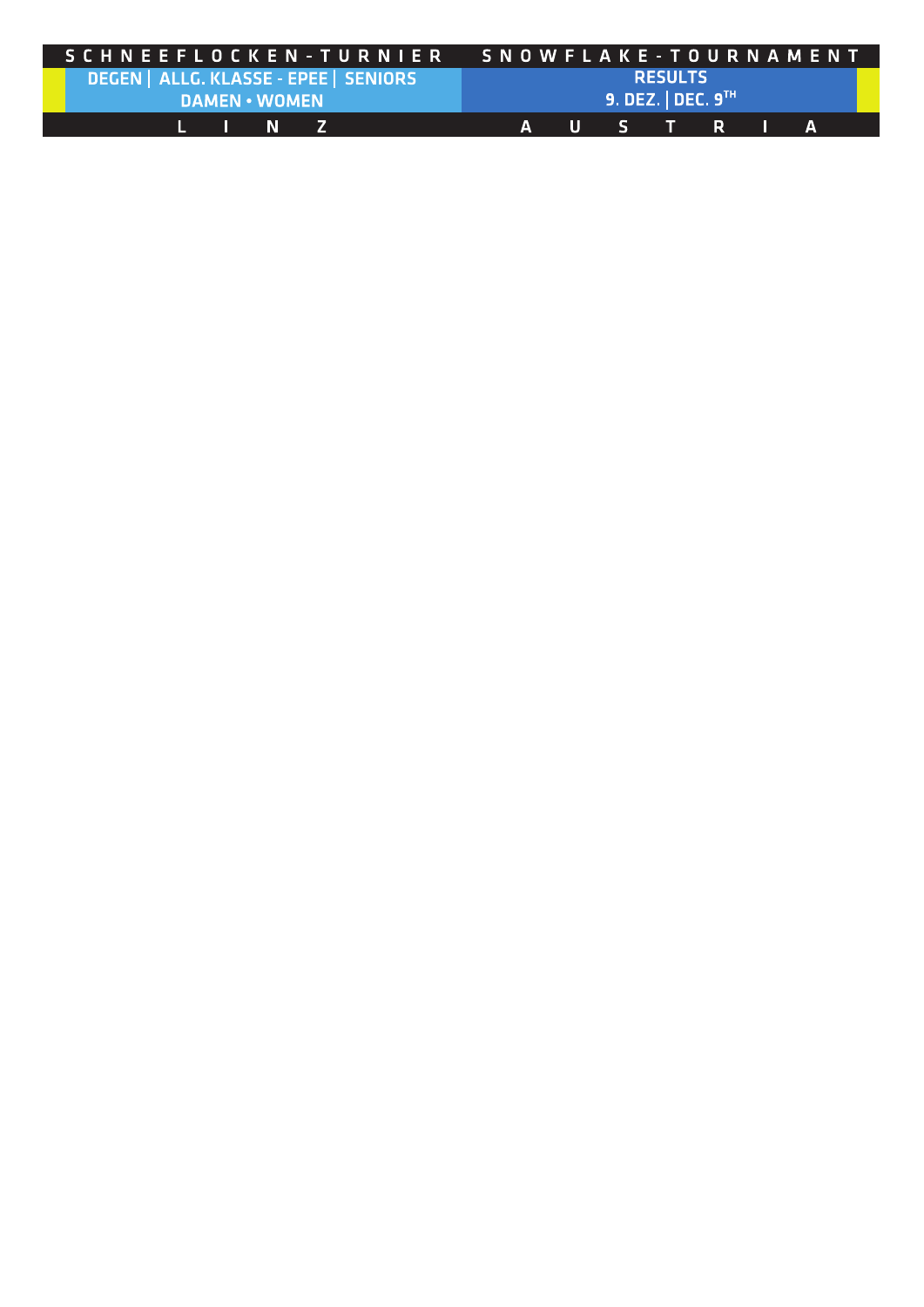# SCHNEEFLOCKEN-TURNIER SNOWFLAKE-TOURNAMENT

**DEGEN | ALLG. KLASSE - EPEE | SENIORS**
**DAMEN • WOMEN**

**RESULTS**
**9. DEZ. | DEC. 9TH**

LINZ AUSTRIA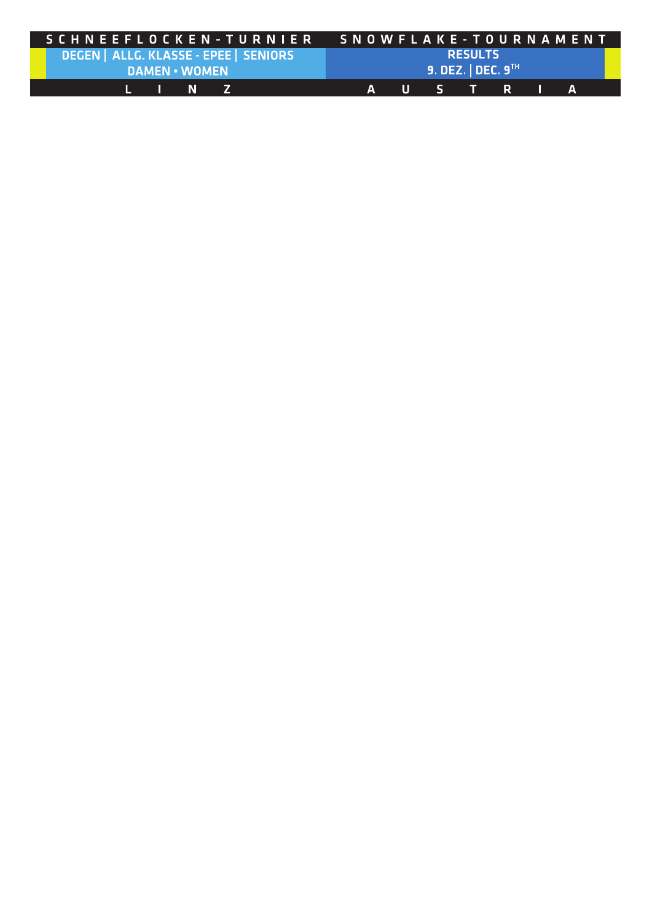SCHNEEFLOCKEN-TURNIER SNOWFLAKE-TOURNAMENT

DEGEN | ALLG. KLASSE - EPEE | SENIORS

DAMEN • WOMEN

RESULTS

9. DEZ. | DEC. 9TH

LINZ AUSTRIA